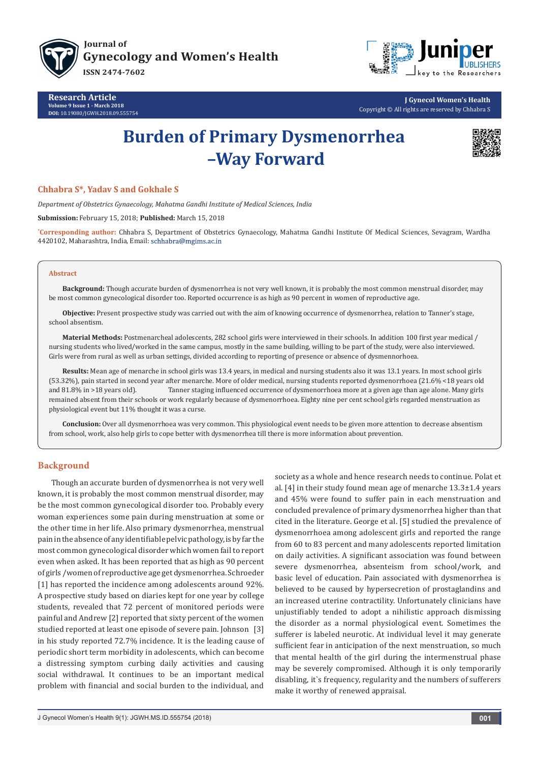Research Article

Volume 9 Issue 1 - March 2018

DOI: 10.19080/JGWH.2018.09.555754

J Gynecol Women's Health

Copyright © All rights are reserved by Chhabra S

# Burden of Primary Dysmenorrhea –Way Forward

**Chhabra S\*, Yadav S and Gokhale S**

*Department of Obstetrics Gynaecology, Mahatma Gandhi Institute of Medical Sciences, India*

**Submission:** February 15, 2018; **Published:** March 15, 2018

**\*Corresponding author:** Chhabra S, Department of Obstetrics Gynaecology, Mahatma Gandhi Institute Of Medical Sciences, Sevagram, Wardha 4420102, Maharashtra, India, Email: schhabra@mgims.ac.in

## Abstract

**Background:** Though accurate burden of dysmenorrhea is not very well known, it is probably the most common menstrual disorder, may be most common gynecological disorder too. Reported occurrence is as high as 90 percent in women of reproductive age.

**Objective:** Present prospective study was carried out with the aim of knowing occurrence of dysmenorrhea, relation to Tanner's stage, school absentism.

**Material Methods:** Postmenarcheal adolescents, 282 school girls were interviewed in their schools. In addition 100 first year medical / nursing students who lived/worked in the same campus, mostly in the same building, willing to be part of the study, were also interviewed. Girls were from rural as well as urban settings, divided according to reporting of presence or absence of dysmennorhoea.

**Results:** Mean age of menarche in school girls was 13.4 years, in medical and nursing students also it was 13.1 years. In most school girls (53.32%), pain started in second year after menarche. More of older medical, nursing students reported dysmenorrhoea (21.6% <18 years old and 81.8% in >18 years old). Tanner staging influenced occurrence of dysmenorrhoea more at a given age than age alone. Many girls remained absent from their schools or work regularly because of dysmenorrhoea. Eighty nine per cent school girls regarded menstruation as physiological event but 11% thought it was a curse.

**Conclusion:** Over all dysmenorrhoea was very common. This physiological event needs to be given more attention to decrease absentism from school, work, also help girls to cope better with dysmenorrhea till there is more information about prevention.

## Background

Though an accurate burden of dysmenorrhea is not very well known, it is probably the most common menstrual disorder, may be the most common gynecological disorder too. Probably every woman experiences some pain during menstruation at some or the other time in her life. Also primary dysmenorrhea, menstrual pain in the absence of any identifiable pelvic pathology, is by far the most common gynecological disorder which women fail to report even when asked. It has been reported that as high as 90 percent of girls /women of reproductive age get dysmenorrhea. Schroeder [1] has reported the incidence among adolescents around 92%. A prospective study based on diaries kept for one year by college students, revealed that 72 percent of monitored periods were painful and Andrew [2] reported that sixty percent of the women studied reported at least one episode of severe pain. Johnson [3] in his study reported 72.7% incidence. It is the leading cause of periodic short term morbidity in adolescents, which can become a distressing symptom curbing daily activities and causing social withdrawal. It continues to be an important medical problem with financial and social burden to the individual, and society as a whole and hence research needs to continue. Polat et al. [4] in their study found mean age of menarche 13.3±1.4 years and 45% were found to suffer pain in each menstruation and concluded prevalence of primary dysmenorrhea higher than that cited in the literature. George et al. [5] studied the prevalence of dysmenorrhoea among adolescent girls and reported the range from 60 to 83 percent and many adolescents reported limitation on daily activities. A significant association was found between severe dysmenorrhea, absenteism from school/work, and basic level of education. Pain associated with dysmenorrhea is believed to be caused by hypersecretion of prostaglandins and an increased uterine contractility. Unfortunately clinicians have unjustifiably tended to adopt a nihilistic approach dismissing the disorder as a normal physiological event. Sometimes the sufferer is labeled neurotic. At individual level it may generate sufficient fear in anticipation of the next menstruation, so much that mental health of the girl during the intermenstrual phase may be severely compromised. Although it is only temporarily disabling, it`s frequency, regularity and the numbers of sufferers make it worthy of renewed appraisal.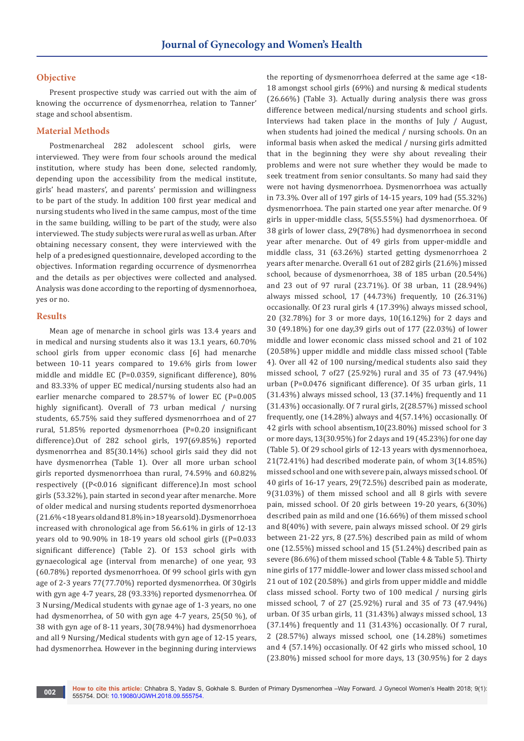## Objective

Present prospective study was carried out with the aim of knowing the occurrence of dysmenorrhea, relation to Tanner' stage and school absentism.

## Material Methods

Postmenarcheal 282 adolescent school girls, were interviewed. They were from four schools around the medical institution, where study has been done, selected randomly, depending upon the accessibility from the medical institute, girls' head masters', and parents' permission and willingness to be part of the study. In addition 100 first year medical and nursing students who lived in the same campus, most of the time in the same building, willing to be part of the study, were also interviewed. The study subjects were rural as well as urban. After obtaining necessary consent, they were interviewed with the help of a predesigned questionnaire, developed according to the objectives. Information regarding occurrence of dysmenorrhea and the details as per objectives were collected and analysed. Analysis was done according to the reporting of dysmennorhoea, yes or no.

## Results

Mean age of menarche in school girls was 13.4 years and in medical and nursing students also it was 13.1 years, 60.70% school girls from upper economic class [6] had menarche between 10-11 years compared to 19.6% girls from lower middle and middle EC (P=0.0359, significant difference), 80% and 83.33% of upper EC medical/nursing students also had an earlier menarche compared to 28.57% of lower EC (P=0.005 highly significant). Overall of 73 urban medical / nursing students, 65.75% said they suffered dysmenorrhoea and of 27 rural, 51.85% reported dysmenorrhoea (P=0.20 insignificant difference).Out of 282 school girls, 197(69.85%) reported dysmenorrhea and 85(30.14%) school girls said they did not have dysmenorrhea (Table 1). Over all more urban school girls reported dysmenorrhoea than rural, 74.59% and 60.82% respectively ((P<0.016 significant difference).In most school girls (53.32%), pain started in second year after menarche. More of older medical and nursing students reported dysmenorrhoea (21.6%<18 years old and 81.8% in>18 years old).Dysmenorrhoea increased with chronological age from 56.61% in girls of 12-13 years old to 90.90% in 18-19 years old school girls ((P=0.033 significant difference) (Table 2). Of 153 school girls with gynaecological age (interval from menarche) of one year, 93 (60.78%) reported dysmenorrhoea. Of 99 school girls with gyn age of 2-3 years 77(77.70%) reported dysmenorrhea. Of 30girls with gyn age 4-7 years, 28 (93.33%) reported dysmenorrhea. Of 3 Nursing/Medical students with gynae age of 1-3 years, no one had dysmenorrhea, of 50 with gyn age 4-7 years, 25(50 %), of 38 with gyn age of 8-11 years, 30(78.94%) had dysmenorrhoea and all 9 Nursing/Medical students with gyn age of 12-15 years, had dysmenorrhea. However in the beginning during interviews the reporting of dysmenorrhoea deferred at the same age <18-18 amongst school girls (69%) and nursing & medical students (26.66%) (Table 3). Actually during analysis there was gross difference between medical/nursing students and school girls. Interviews had taken place in the months of July / August, when students had joined the medical / nursing schools. On an informal basis when asked the medical / nursing girls admitted that in the beginning they were shy about revealing their problems and were not sure whether they would be made to seek treatment from senior consultants. So many had said they were not having dysmenorrhoea. Dysmenorrhoea was actually in 73.3%. Over all of 197 girls of 14-15 years, 109 had (55.32%) dysmenorrhoea. The pain started one year after menarche. Of 9 girls in upper-middle class, 5(55.55%) had dysmenorrhoea. Of 38 girls of lower class, 29(78%) had dysmenorrhoea in second year after menarche. Out of 49 girls from upper-middle and middle class, 31 (63.26%) started getting dysmenorrhoea 2 years after menarche. Overall 61 out of 282 girls (21.6%) missed school, because of dysmenorrhoea, 38 of 185 urban (20.54%) and 23 out of 97 rural (23.71%). Of 38 urban, 11 (28.94%) always missed school, 17 (44.73%) frequently, 10 (26.31%) occasionally. Of 23 rural girls 4 (17.39%) always missed school, 20 (32.78%) for 3 or more days, 10(16.12%) for 2 days and 30 (49.18%) for one day,39 girls out of 177 (22.03%) of lower middle and lower economic class missed school and 21 of 102 (20.58%) upper middle and middle class missed school (Table 4). Over all 42 of 100 nursing/medical students also said they missed school, 7 of27 (25.92%) rural and 35 of 73 (47.94%) urban (P=0.0476 significant difference). Of 35 urban girls, 11 (31.43%) always missed school, 13 (37.14%) frequently and 11 (31.43%) occasionally. Of 7 rural girls, 2(28.57%) missed school frequently, one (14.28%) always and 4(57.14%) occasionally. Of 42 girls with school absentism,10(23.80%) missed school for 3 or more days, 13(30.95%) for 2 days and 19 (45.23%) for one day (Table 5). Of 29 school girls of 12-13 years with dysmennorhoea, 21(72.41%) had described moderate pain, of whom 3(14.85%) missed school and one with severe pain, always missed school. Of 40 girls of 16-17 years, 29(72.5%) described pain as moderate, 9(31.03%) of them missed school and all 8 girls with severe pain, missed school. Of 20 girls between 19-20 years, 6(30%) described pain as mild and one (16.66%) of them missed school and 8(40%) with severe, pain always missed school. Of 29 girls between 21-22 yrs, 8 (27.5%) described pain as mild of whom one (12.55%) missed school and 15 (51.24%) described pain as severe (86.6%) of them missed school (Table 4 & Table 5). Thirty nine girls of 177 middle-lower and lower class missed school and 21 out of 102 (20.58%) and girls from upper middle and middle class missed school. Forty two of 100 medical / nursing girls missed school, 7 of 27 (25.92%) rural and 35 of 73 (47.94%) urban. Of 35 urban girls, 11 (31.43%) always missed school, 13 (37.14%) frequently and 11 (31.43%) occasionally. Of 7 rural, 2 (28.57%) always missed school, one (14.28%) sometimes and 4 (57.14%) occasionally. Of 42 girls who missed school, 10 (23.80%) missed school for more days, 13 (30.95%) for 2 days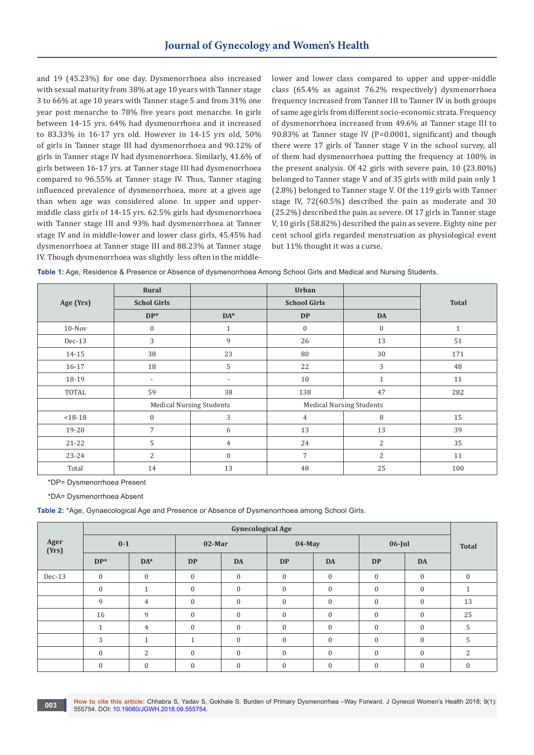and 19 (45.23%) for one day. Dysmenorrhoea also increased with sexual maturity from 38% at age 10 years with Tanner stage 3 to 66% at age 10 years with Tanner stage 5 and from 31% one year post menarche to 78% five years post menarche. In girls between 14-15 yrs. 64% had dysmenorrhoea and it increased to 83.33% in 16-17 yrs old. However in 14-15 yrs old, 50% of girls in Tanner stage III had dysmenorrhoea and 90.12% of girls in Tanner stage IV had dysmenorrhoea. Similarly, 41.6% of girls between 16-17 yrs. at Tanner stage III had dysmenorrhoea compared to 96.55% at Tanner stage IV. Thus, Tanner staging influenced prevalence of dysmenorrhoea, more at a given age than when age was considered alone. In upper and upper-middle class girls of 14-15 yrs. 62.5% girls had dysmenorrhoea with Tanner stage III and 93% had dysmenorrhoea at Tanner stage IV and in middle-lower and lower class girls, 45.45% had dysmenorrhoea at Tanner stage III and 88.23% at Tanner stage IV. Though dysmenorrhoea was slightly less often in the middle-lower and lower class compared to upper and upper-middle class (65.4% as against 76.2% respectively) dysmenorrhoea frequency increased from Tanner III to Tanner IV in both groups of same age girls from different socio-economic strata. Frequency of dysmenorrhoea increased from 49.6% at Tanner stage III to 90.83% at Tanner stage IV (P=0.0001, significant) and though there were 17 girls of Tanner stage V in the school survey, all of them had dysmenorrhoea putting the frequency at 100% in the present analysis. Of 42 girls with severe pain, 10 (23.80%) belonged to Tanner stage V and of 35 girls with mild pain only 1 (2.8%) belonged to Tanner stage V. Of the 119 girls with Tanner stage IV, 72(60.5%) described the pain as moderate and 30 (25.2%) described the pain as severe. Of 17 girls in Tanner stage V, 10 girls (58.82%) described the pain as severe. Eighty nine per cent school girls regarded menstruation as physiological event but 11% thought it was a curse.

**Table 1:** Age, Residence & Presence or Absence of dysmenorrhoea Among School Girls and Medical and Nursing Students.

| Age (Yrs) | Rural | | Urban | | Total |
|---|---|---|---|---|---|
| | Schol Girls | | School Girls | | |
| | DP* | DA* | DP | DA | |
| 10-Nov | 0 | 1 | 0 | 0 | 1 |
| Dec-13 | 3 | 9 | 26 | 13 | 51 |
| 14-15 | 38 | 23 | 80 | 30 | 171 |
| 16-17 | 18 | 5 | 22 | 3 | 48 |
| 18-19 | - | - | 10 | 1 | 11 |
| TOTAL | 59 | 38 | 138 | 47 | 282 |
| | Medical Nursing Students | | Medical Nursing Students | | |
| <18-18 | 0 | 3 | 4 | 8 | 15 |
| 19-20 | 7 | 6 | 13 | 13 | 39 |
| 21-22 | 5 | 4 | 24 | 2 | 35 |
| 23-24 | 2 | 0 | 7 | 2 | 11 |
| Total | 14 | 13 | 48 | 25 | 100 |

*DP= Dysmenorrhoea Present

*DA= Dysmenorrhoea Absent

**Table 2:** *Age, Gynaecological Age and Presence or Absence of Dysmenorrhoea among School Girls.

| Ager (Yrs) | Gynecological Age | | | | | | | | Total |
|---|---|---|---|---|---|---|---|---|---|
| | 0-1 | | 02-Mar | | 04-May | | 06-Jul | | |
| | DP* | DA* | DP | DA | DP | DA | DP | DA | |
| Dec-13 | 0 | 0 | 0 | 0 | 0 | 0 | 0 | 0 | 0 |
| | 0 | 1 | 0 | 0 | 0 | 0 | 0 | 0 | 1 |
| | 9 | 4 | 0 | 0 | 0 | 0 | 0 | 0 | 13 |
| | 16 | 9 | 0 | 0 | 0 | 0 | 0 | 0 | 25 |
| | 1 | 4 | 0 | 0 | 0 | 0 | 0 | 0 | 5 |
| | 3 | 1 | 1 | 0 | 0 | 0 | 0 | 0 | 5 |
| | 0 | 2 | 0 | 0 | 0 | 0 | 0 | 0 | 2 |
| | 0 | 0 | 0 | 0 | 0 | 0 | 0 | 0 | 0 |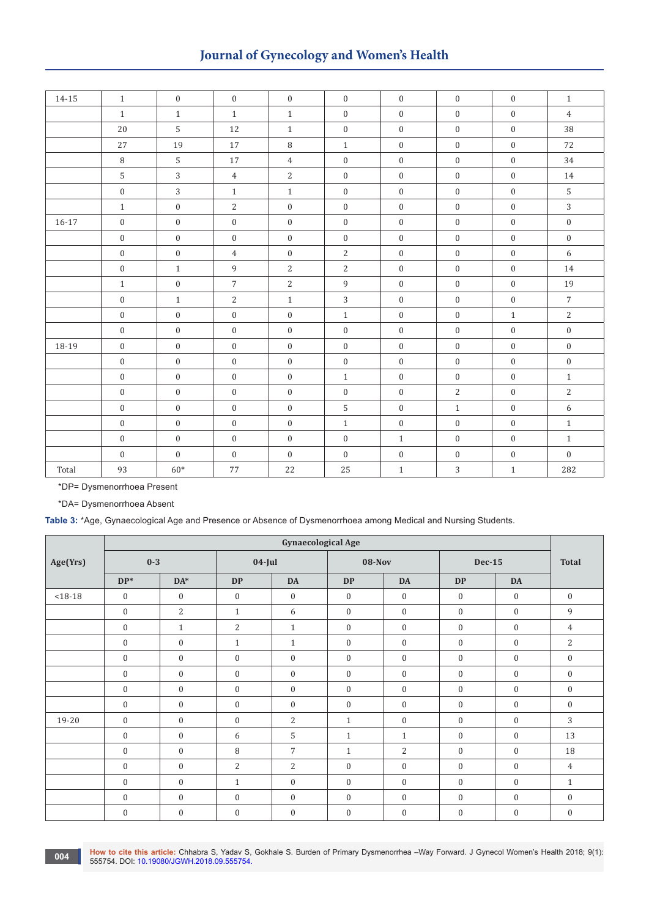| 14-15 | 1 | 0 | 0 | 0 | 0 | 0 | 0 | 0 | 1 |
|---|---|---|---|---|---|---|---|---|---|
| | 1 | 1 | 1 | 1 | 0 | 0 | 0 | 0 | 4 |
| | 20 | 5 | 12 | 1 | 0 | 0 | 0 | 0 | 38 |
| | 27 | 19 | 17 | 8 | 1 | 0 | 0 | 0 | 72 |
| | 8 | 5 | 17 | 4 | 0 | 0 | 0 | 0 | 34 |
| | 5 | 3 | 4 | 2 | 0 | 0 | 0 | 0 | 14 |
| | 0 | 3 | 1 | 1 | 0 | 0 | 0 | 0 | 5 |
| | 1 | 0 | 2 | 0 | 0 | 0 | 0 | 0 | 3 |
| 16-17 | 0 | 0 | 0 | 0 | 0 | 0 | 0 | 0 | 0 |
| | 0 | 0 | 0 | 0 | 0 | 0 | 0 | 0 | 0 |
| | 0 | 0 | 4 | 0 | 2 | 0 | 0 | 0 | 6 |
| | 0 | 1 | 9 | 2 | 2 | 0 | 0 | 0 | 14 |
| | 1 | 0 | 7 | 2 | 9 | 0 | 0 | 0 | 19 |
| | 0 | 1 | 2 | 1 | 3 | 0 | 0 | 0 | 7 |
| | 0 | 0 | 0 | 0 | 1 | 0 | 0 | 1 | 2 |
| | 0 | 0 | 0 | 0 | 0 | 0 | 0 | 0 | 0 |
| 18-19 | 0 | 0 | 0 | 0 | 0 | 0 | 0 | 0 | 0 |
| | 0 | 0 | 0 | 0 | 0 | 0 | 0 | 0 | 0 |
| | 0 | 0 | 0 | 0 | 1 | 0 | 0 | 0 | 1 |
| | 0 | 0 | 0 | 0 | 0 | 0 | 2 | 0 | 2 |
| | 0 | 0 | 0 | 0 | 5 | 0 | 1 | 0 | 6 |
| | 0 | 0 | 0 | 0 | 1 | 0 | 0 | 0 | 1 |
| | 0 | 0 | 0 | 0 | 0 | 1 | 0 | 0 | 1 |
| | 0 | 0 | 0 | 0 | 0 | 0 | 0 | 0 | 0 |
| Total | 93 | 60* | 77 | 22 | 25 | 1 | 3 | 1 | 282 |

*DP= Dysmenorrhoea Present

*DA= Dysmenorrhoea Absent

**Table 3:** *Age, Gynaecological Age and Presence or Absence of Dysmenorrhoea among Medical and Nursing Students.

| Age(Yrs) | Gynaecological Age | | | | | | | | Total |
|---|---|---|---|---|---|---|---|---|---|
| | 0-3 | | 04-Jul | | 08-Nov | | Dec-15 | | |
| | DP* | DA* | DP | DA | DP | DA | DP | DA | |
| <18-18 | 0 | 0 | 0 | 0 | 0 | 0 | 0 | 0 | 0 |
| | 0 | 2 | 1 | 6 | 0 | 0 | 0 | 0 | 9 |
| | 0 | 1 | 2 | 1 | 0 | 0 | 0 | 0 | 4 |
| | 0 | 0 | 1 | 1 | 0 | 0 | 0 | 0 | 2 |
| | 0 | 0 | 0 | 0 | 0 | 0 | 0 | 0 | 0 |
| | 0 | 0 | 0 | 0 | 0 | 0 | 0 | 0 | 0 |
| | 0 | 0 | 0 | 0 | 0 | 0 | 0 | 0 | 0 |
| | 0 | 0 | 0 | 0 | 0 | 0 | 0 | 0 | 0 |
| 19-20 | 0 | 0 | 0 | 2 | 1 | 0 | 0 | 0 | 3 |
| | 0 | 0 | 6 | 5 | 1 | 1 | 0 | 0 | 13 |
| | 0 | 0 | 8 | 7 | 1 | 2 | 0 | 0 | 18 |
| | 0 | 0 | 2 | 2 | 0 | 0 | 0 | 0 | 4 |
| | 0 | 0 | 1 | 0 | 0 | 0 | 0 | 0 | 1 |
| | 0 | 0 | 0 | 0 | 0 | 0 | 0 | 0 | 0 |
| | 0 | 0 | 0 | 0 | 0 | 0 | 0 | 0 | 0 |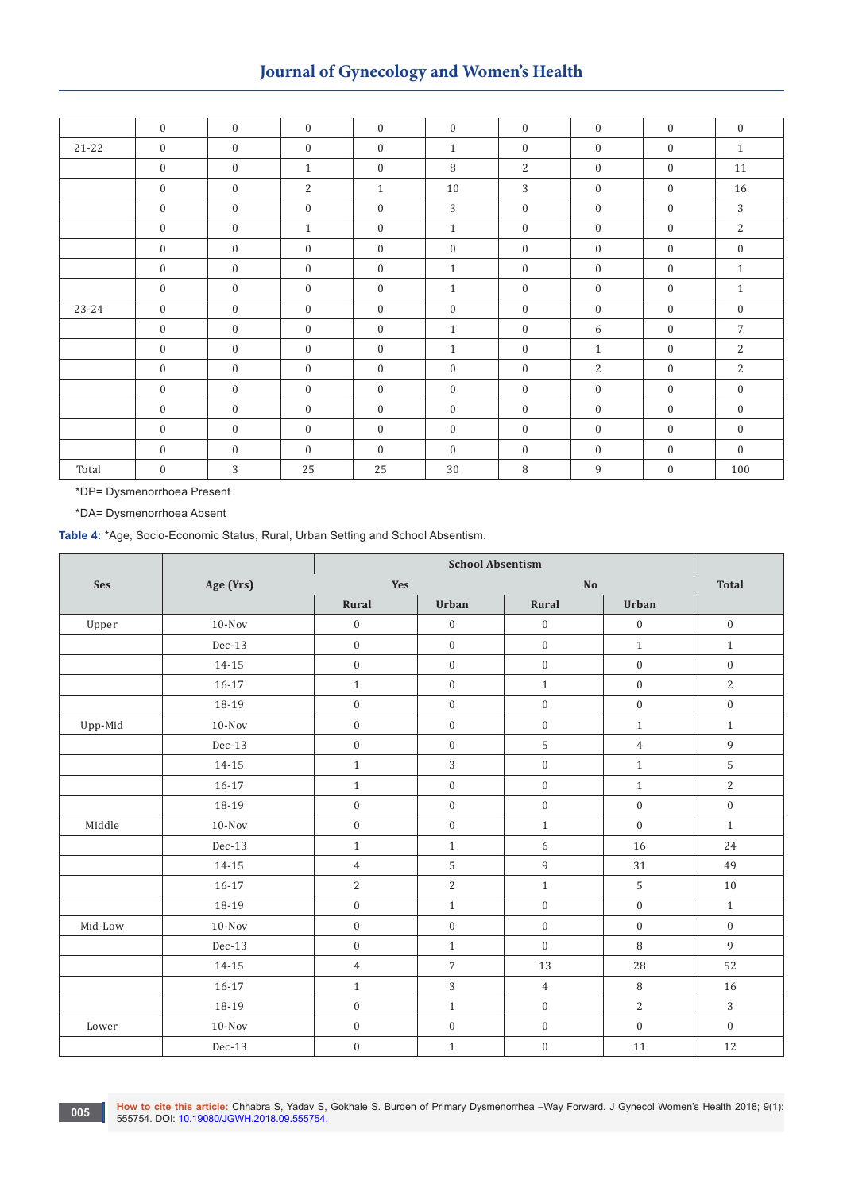|  |  |  |  |  |  |  |  |  |  |
|---|---|---|---|---|---|---|---|---|---|
|  | 0 | 0 | 0 | 0 | 0 | 0 | 0 | 0 | 0 |
| 21-22 | 0 | 0 | 0 | 0 | 1 | 0 | 0 | 0 | 1 |
|  | 0 | 0 | 1 | 0 | 8 | 2 | 0 | 0 | 11 |
|  | 0 | 0 | 2 | 1 | 10 | 3 | 0 | 0 | 16 |
|  | 0 | 0 | 0 | 0 | 3 | 0 | 0 | 0 | 3 |
|  | 0 | 0 | 1 | 0 | 1 | 0 | 0 | 0 | 2 |
|  | 0 | 0 | 0 | 0 | 0 | 0 | 0 | 0 | 0 |
|  | 0 | 0 | 0 | 0 | 1 | 0 | 0 | 0 | 1 |
|  | 0 | 0 | 0 | 0 | 1 | 0 | 0 | 0 | 1 |
| 23-24 | 0 | 0 | 0 | 0 | 0 | 0 | 0 | 0 | 0 |
|  | 0 | 0 | 0 | 0 | 1 | 0 | 6 | 0 | 7 |
|  | 0 | 0 | 0 | 0 | 1 | 0 | 1 | 0 | 2 |
|  | 0 | 0 | 0 | 0 | 0 | 0 | 2 | 0 | 2 |
|  | 0 | 0 | 0 | 0 | 0 | 0 | 0 | 0 | 0 |
|  | 0 | 0 | 0 | 0 | 0 | 0 | 0 | 0 | 0 |
|  | 0 | 0 | 0 | 0 | 0 | 0 | 0 | 0 | 0 |
|  | 0 | 0 | 0 | 0 | 0 | 0 | 0 | 0 | 0 |
| Total | 0 | 3 | 25 | 25 | 30 | 8 | 9 | 0 | 100 |

*DP= Dysmenorrhoea Present

*DA= Dysmenorrhoea Absent

**Table 4:** *Age, Socio-Economic Status, Rural, Urban Setting and School Absentism.

| Ses | Age (Yrs) | School Absentism |  |  |  | Total |
|---|---|---|---|---|---|---|
|  |  | Yes |  | No |  |  |
|  |  | Rural | Urban | Rural | Urban |  |
| Upper | 10-Nov | 0 | 0 | 0 | 0 | 0 |
|  | Dec-13 | 0 | 0 | 0 | 1 | 1 |
|  | 14-15 | 0 | 0 | 0 | 0 | 0 |
|  | 16-17 | 1 | 0 | 1 | 0 | 2 |
|  | 18-19 | 0 | 0 | 0 | 0 | 0 |
| Upp-Mid | 10-Nov | 0 | 0 | 0 | 1 | 1 |
|  | Dec-13 | 0 | 0 | 5 | 4 | 9 |
|  | 14-15 | 1 | 3 | 0 | 1 | 5 |
|  | 16-17 | 1 | 0 | 0 | 1 | 2 |
|  | 18-19 | 0 | 0 | 0 | 0 | 0 |
| Middle | 10-Nov | 0 | 0 | 1 | 0 | 1 |
|  | Dec-13 | 1 | 1 | 6 | 16 | 24 |
|  | 14-15 | 4 | 5 | 9 | 31 | 49 |
|  | 16-17 | 2 | 2 | 1 | 5 | 10 |
|  | 18-19 | 0 | 1 | 0 | 0 | 1 |
| Mid-Low | 10-Nov | 0 | 0 | 0 | 0 | 0 |
|  | Dec-13 | 0 | 1 | 0 | 8 | 9 |
|  | 14-15 | 4 | 7 | 13 | 28 | 52 |
|  | 16-17 | 1 | 3 | 4 | 8 | 16 |
|  | 18-19 | 0 | 1 | 0 | 2 | 3 |
| Lower | 10-Nov | 0 | 0 | 0 | 0 | 0 |
|  | Dec-13 | 0 | 1 | 0 | 11 | 12 |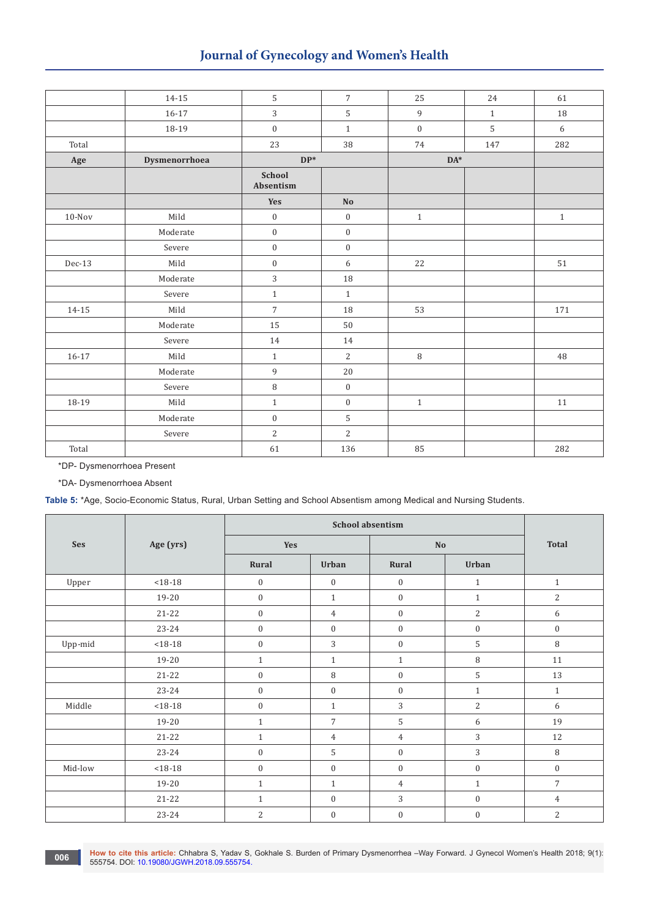|  | 14-15 | 5 | 7 | 25 | 24 | 61 |
|---|---|---|---|---|---|---|
|  | 16-17 | 3 | 5 | 9 | 1 | 18 |
|  | 18-19 | 0 | 1 | 0 | 5 | 6 |
| Total |  | 23 | 38 | 74 | 147 | 282 |
| **Age** | **Dysmenorrhoea** | **DP*** |  | **DA*** |  |  |
|  |  | **School Absentism** |  |  |  |  |
|  |  | **Yes** | **No** |  |  |  |
| 10-Nov | Mild | 0 | 0 | 1 |  | 1 |
|  | Moderate | 0 | 0 |  |  |  |
|  | Severe | 0 | 0 |  |  |  |
| Dec-13 | Mild | 0 | 6 | 22 |  | 51 |
|  | Moderate | 3 | 18 |  |  |  |
|  | Severe | 1 | 1 |  |  |  |
| 14-15 | Mild | 7 | 18 | 53 |  | 171 |
|  | Moderate | 15 | 50 |  |  |  |
|  | Severe | 14 | 14 |  |  |  |
| 16-17 | Mild | 1 | 2 | 8 |  | 48 |
|  | Moderate | 9 | 20 |  |  |  |
|  | Severe | 8 | 0 |  |  |  |
| 18-19 | Mild | 1 | 0 | 1 |  | 11 |
|  | Moderate | 0 | 5 |  |  |  |
|  | Severe | 2 | 2 |  |  |  |
| Total |  | 61 | 136 | 85 |  | 282 |

*DP- Dysmenorrhoea Present

*DA- Dysmenorrhoea Absent

**Table 5:** *Age, Socio-Economic Status, Rural, Urban Setting and School Absentism among Medical and Nursing Students.

| **Ses** | **Age (yrs)** | **School absentism** |  |  |  | **Total** |
|---|---|---|---|---|---|---|
|  |  | **Yes** |  | **No** |  |  |
|  |  | **Rural** | **Urban** | **Rural** | **Urban** |  |
| Upper | <18-18 | 0 | 0 | 0 | 1 | 1 |
|  | 19-20 | 0 | 1 | 0 | 1 | 2 |
|  | 21-22 | 0 | 4 | 0 | 2 | 6 |
|  | 23-24 | 0 | 0 | 0 | 0 | 0 |
| Upp-mid | <18-18 | 0 | 3 | 0 | 5 | 8 |
|  | 19-20 | 1 | 1 | 1 | 8 | 11 |
|  | 21-22 | 0 | 8 | 0 | 5 | 13 |
|  | 23-24 | 0 | 0 | 0 | 1 | 1 |
| Middle | <18-18 | 0 | 1 | 3 | 2 | 6 |
|  | 19-20 | 1 | 7 | 5 | 6 | 19 |
|  | 21-22 | 1 | 4 | 4 | 3 | 12 |
|  | 23-24 | 0 | 5 | 0 | 3 | 8 |
| Mid-low | <18-18 | 0 | 0 | 0 | 0 | 0 |
|  | 19-20 | 1 | 1 | 4 | 1 | 7 |
|  | 21-22 | 1 | 0 | 3 | 0 | 4 |
|  | 23-24 | 2 | 0 | 0 | 0 | 2 |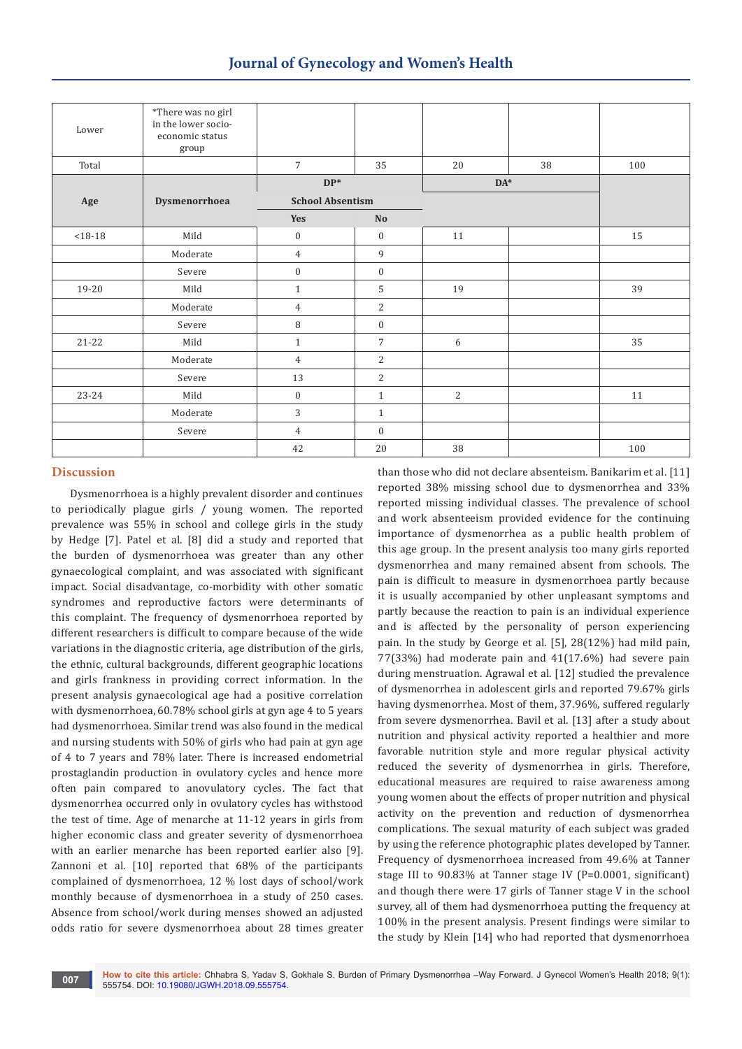| Lower | *There was no girl in the lower socio-economic status group | | | | | |
|---|---|---|---|---|---|---|
| Total | | 7 | 35 | 20 | 38 | 100 |
| Age | Dysmenorrhoea | DP* | | DA* | | |
| | | School Absentism | | | | |
| | | Yes | No | | | |
| <18-18 | Mild | 0 | 0 | 11 | | 15 |
| | Moderate | 4 | 9 | | | |
| | Severe | 0 | 0 | | | |
| 19-20 | Mild | 1 | 5 | 19 | | 39 |
| | Moderate | 4 | 2 | | | |
| | Severe | 8 | 0 | | | |
| 21-22 | Mild | 1 | 7 | 6 | | 35 |
| | Moderate | 4 | 2 | | | |
| | Severe | 13 | 2 | | | |
| 23-24 | Mild | 0 | 1 | 2 | | 11 |
| | Moderate | 3 | 1 | | | |
| | Severe | 4 | 0 | | | |
| | | 42 | 20 | 38 | | 100 |

## Discussion

Dysmenorrhoea is a highly prevalent disorder and continues to periodically plague girls / young women. The reported prevalence was 55% in school and college girls in the study by Hedge [7]. Patel et al. [8] did a study and reported that the burden of dysmenorrhoea was greater than any other gynaecological complaint, and was associated with significant impact. Social disadvantage, co-morbidity with other somatic syndromes and reproductive factors were determinants of this complaint. The frequency of dysmenorrhoea reported by different researchers is difficult to compare because of the wide variations in the diagnostic criteria, age distribution of the girls, the ethnic, cultural backgrounds, different geographic locations and girls frankness in providing correct information. In the present analysis gynaecological age had a positive correlation with dysmenorrhoea, 60.78% school girls at gyn age 4 to 5 years had dysmenorrhoea. Similar trend was also found in the medical and nursing students with 50% of girls who had pain at gyn age of 4 to 7 years and 78% later. There is increased endometrial prostaglandin production in ovulatory cycles and hence more often pain compared to anovulatory cycles. The fact that dysmenorrhea occurred only in ovulatory cycles has withstood the test of time. Age of menarche at 11-12 years in girls from higher economic class and greater severity of dysmenorrhoea with an earlier menarche has been reported earlier also [9]. Zannoni et al. [10] reported that 68% of the participants complained of dysmenorrhea, 12 % lost days of school/work monthly because of dysmenorrhoea in a study of 250 cases. Absence from school/work during menses showed an adjusted odds ratio for severe dysmenorrhoea about 28 times greater than those who did not declare absenteism. Banikarim et al. [11] reported 38% missing school due to dysmenorrhea and 33% reported missing individual classes. The prevalence of school and work absenteeism provided evidence for the continuing importance of dysmenorrhea as a public health problem of this age group. In the present analysis too many girls reported dysmenorrhea and many remained absent from schools. The pain is difficult to measure in dysmenorrhoea partly because it is usually accompanied by other unpleasant symptoms and partly because the reaction to pain is an individual experience and is affected by the personality of person experiencing pain. In the study by George et al. [5], 28(12%) had mild pain, 77(33%) had moderate pain and 41(17.6%) had severe pain during menstruation. Agrawal et al. [12] studied the prevalence of dysmenorrhea in adolescent girls and reported 79.67% girls having dysmenorrhea. Most of them, 37.96%, suffered regularly from severe dysmenorrhea. Bavil et al. [13] after a study about nutrition and physical activity reported a healthier and more favorable nutrition style and more regular physical activity reduced the severity of dysmenorrhea in girls. Therefore, educational measures are required to raise awareness among young women about the effects of proper nutrition and physical activity on the prevention and reduction of dysmenorrhea complications. The sexual maturity of each subject was graded by using the reference photographic plates developed by Tanner. Frequency of dysmenorrhoea increased from 49.6% at Tanner stage III to 90.83% at Tanner stage IV (P=0.0001, significant) and though there were 17 girls of Tanner stage V in the school survey, all of them had dysmenorrhoea putting the frequency at 100% in the present analysis. Present findings were similar to the study by Klein [14] who had reported that dysmenorrhoea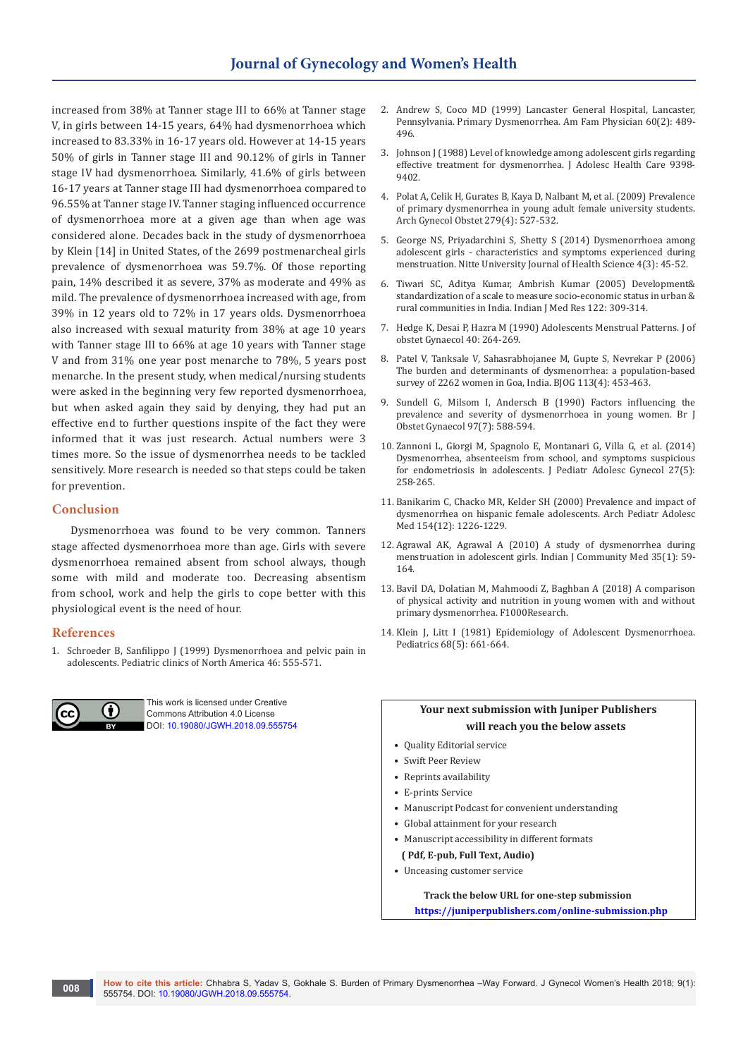increased from 38% at Tanner stage III to 66% at Tanner stage V, in girls between 14-15 years, 64% had dysmenorrhoea which increased to 83.33% in 16-17 years old. However at 14-15 years 50% of girls in Tanner stage III and 90.12% of girls in Tanner stage IV had dysmenorrhoea. Similarly, 41.6% of girls between 16-17 years at Tanner stage III had dysmenorrhoea compared to 96.55% at Tanner stage IV. Tanner staging influenced occurrence of dysmenorrhoea more at a given age than when age was considered alone. Decades back in the study of dysmenorrhoea by Klein [14] in United States, of the 2699 postmenarcheal girls prevalence of dysmenorrhoea was 59.7%. Of those reporting pain, 14% described it as severe, 37% as moderate and 49% as mild. The prevalence of dysmenorrhoea increased with age, from 39% in 12 years old to 72% in 17 years olds. Dysmenorrhoea also increased with sexual maturity from 38% at age 10 years with Tanner stage III to 66% at age 10 years with Tanner stage V and from 31% one year post menarche to 78%, 5 years post menarche. In the present study, when medical/nursing students were asked in the beginning very few reported dysmenorrhoea, but when asked again they said by denying, they had put an effective end to further questions inspite of the fact they were informed that it was just research. Actual numbers were 3 times more. So the issue of dysmenorrhea needs to be tackled sensitively. More research is needed so that steps could be taken for prevention.

## Conclusion

Dysmenorrhoea was found to be very common. Tanners stage affected dysmenorrhoea more than age. Girls with severe dysmenorrhoea remained absent from school always, though some with mild and moderate too. Decreasing absentism from school, work and help the girls to cope better with this physiological event is the need of hour.

## References

1. Schroeder B, Sanfilippo J (1999) Dysmenorrhoea and pelvic pain in adolescents. Pediatric clinics of North America 46: 555-571.
2. Andrew S, Coco MD (1999) Lancaster General Hospital, Lancaster, Pennsylvania. Primary Dysmenorrhea. Am Fam Physician 60(2): 489-496.
3. Johnson J (1988) Level of knowledge among adolescent girls regarding effective treatment for dysmenorrhea. J Adolesc Health Care 9398-9402.
4. Polat A, Celik H, Gurates B, Kaya D, Nalbant M, et al. (2009) Prevalence of primary dysmenorrhea in young adult female university students. Arch Gynecol Obstet 279(4): 527-532.
5. George NS, Priyadarchini S, Shetty S (2014) Dysmenorrhoea among adolescent girls - characteristics and symptoms experienced during menstruation. Nitte University Journal of Health Science 4(3): 45-52.
6. Tiwari SC, Aditya Kumar, Ambrish Kumar (2005) Development& standardization of a scale to measure socio-economic status in urban & rural communities in India. Indian J Med Res 122: 309-314.
7. Hedge K, Desai P, Hazra M (1990) Adolescents Menstrual Patterns. J of obstet Gynaecol 40: 264-269.
8. Patel V, Tanksale V, Sahasrabhojanee M, Gupte S, Nevrekar P (2006) The burden and determinants of dysmenorrhea: a population-based survey of 2262 women in Goa, India. BJOG 113(4): 453-463.
9. Sundell G, Milsom I, Andersch B (1990) Factors influencing the prevalence and severity of dysmenorrhoea in young women. Br J Obstet Gynaecol 97(7): 588-594.
10. Zannoni L, Giorgi M, Spagnolo E, Montanari G, Villa G, et al. (2014) Dysmenorrhea, absenteeism from school, and symptoms suspicious for endometriosis in adolescents. J Pediatr Adolesc Gynecol 27(5): 258-265.
11. Banikarim C, Chacko MR, Kelder SH (2000) Prevalence and impact of dysmenorrhea on hispanic female adolescents. Arch Pediatr Adolesc Med 154(12): 1226-1229.
12. Agrawal AK, Agrawal A (2010) A study of dysmenorrhea during menstruation in adolescent girls. Indian J Community Med 35(1): 59-164.
13. Bavil DA, Dolatian M, Mahmoodi Z, Baghban A (2018) A comparison of physical activity and nutrition in young women with and without primary dysmenorrhea. F1000Research.
14. Klein J, Litt I (1981) Epidemiology of Adolescent Dysmenorrhea. Pediatrics 68(5): 661-664.

This work is licensed under Creative Commons Attribution 4.0 License
DOI: 10.19080/JGWH.2018.09.555754

**Your next submission with Juniper Publishers will reach you the below assets**

- Quality Editorial service
- Swift Peer Review
- Reprints availability
- E-prints Service
- Manuscript Podcast for convenient understanding
- Global attainment for your research
- Manuscript accessibility in different formats

**( Pdf, E-pub, Full Text, Audio)**

- Unceasing customer service

**Track the below URL for one-step submission**
**https://juniperpublishers.com/online-submission.php**

**How to cite this article:** Chhabra S, Yadav S, Gokhale S. Burden of Primary Dysmenorrhea –Way Forward. J Gynecol Women's Health 2018; 9(1): 555754. DOI: 10.19080/JGWH.2018.09.555754.